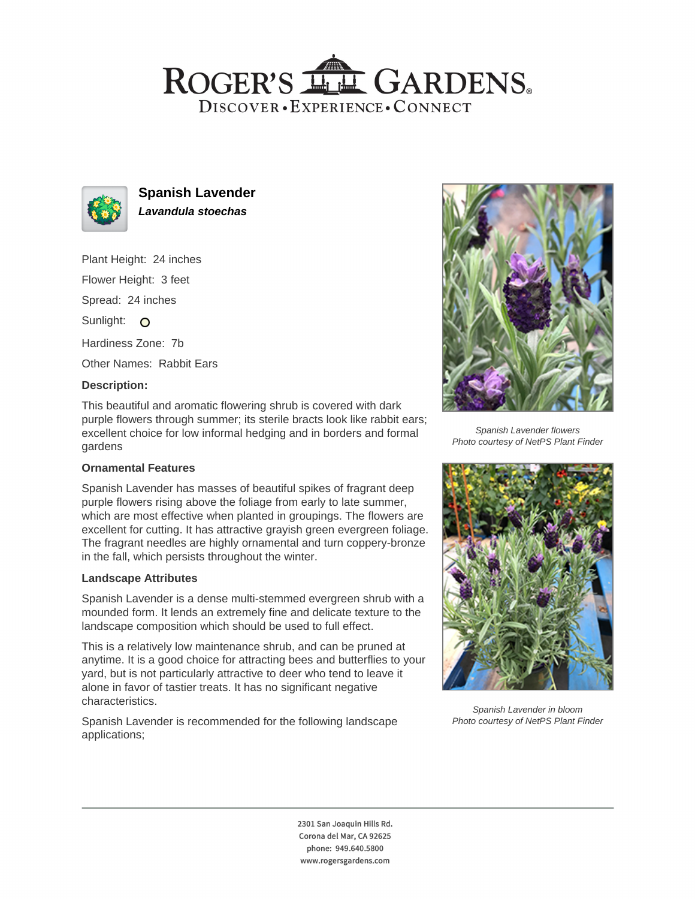# ROGER'S GARDENS

DISCOVER • EXPERIENCE • CONNECT

## Spanish Lavender

***Lavandula stoechas***

Plant Height: 24 inches

Flower Height: 3 feet

Spread: 24 inches

Sunlight:

Hardiness Zone: 7b

Other Names: Rabbit Ears

### Description:

This beautiful and aromatic flowering shrub is covered with dark purple flowers through summer; its sterile bracts look like rabbit ears; excellent choice for low informal hedging and in borders and formal gardens

### Ornamental Features

Spanish Lavender has masses of beautiful spikes of fragrant deep purple flowers rising above the foliage from early to late summer, which are most effective when planted in groupings. The flowers are excellent for cutting. It has attractive grayish green evergreen foliage. The fragrant needles are highly ornamental and turn coppery-bronze in the fall, which persists throughout the winter.

### Landscape Attributes

Spanish Lavender is a dense multi-stemmed evergreen shrub with a mounded form. It lends an extremely fine and delicate texture to the landscape composition which should be used to full effect.

This is a relatively low maintenance shrub, and can be pruned at anytime. It is a good choice for attracting bees and butterflies to your yard, but is not particularly attractive to deer who tend to leave it alone in favor of tastier treats. It has no significant negative characteristics.

Spanish Lavender is recommended for the following landscape applications;

*Spanish Lavender flowers*
*Photo courtesy of NetPS Plant Finder*

*Spanish Lavender in bloom*
*Photo courtesy of NetPS Plant Finder*

2301 San Joaquin Hills Rd.
Corona del Mar, CA 92625
phone: 949.640.5800
www.rogersgardens.com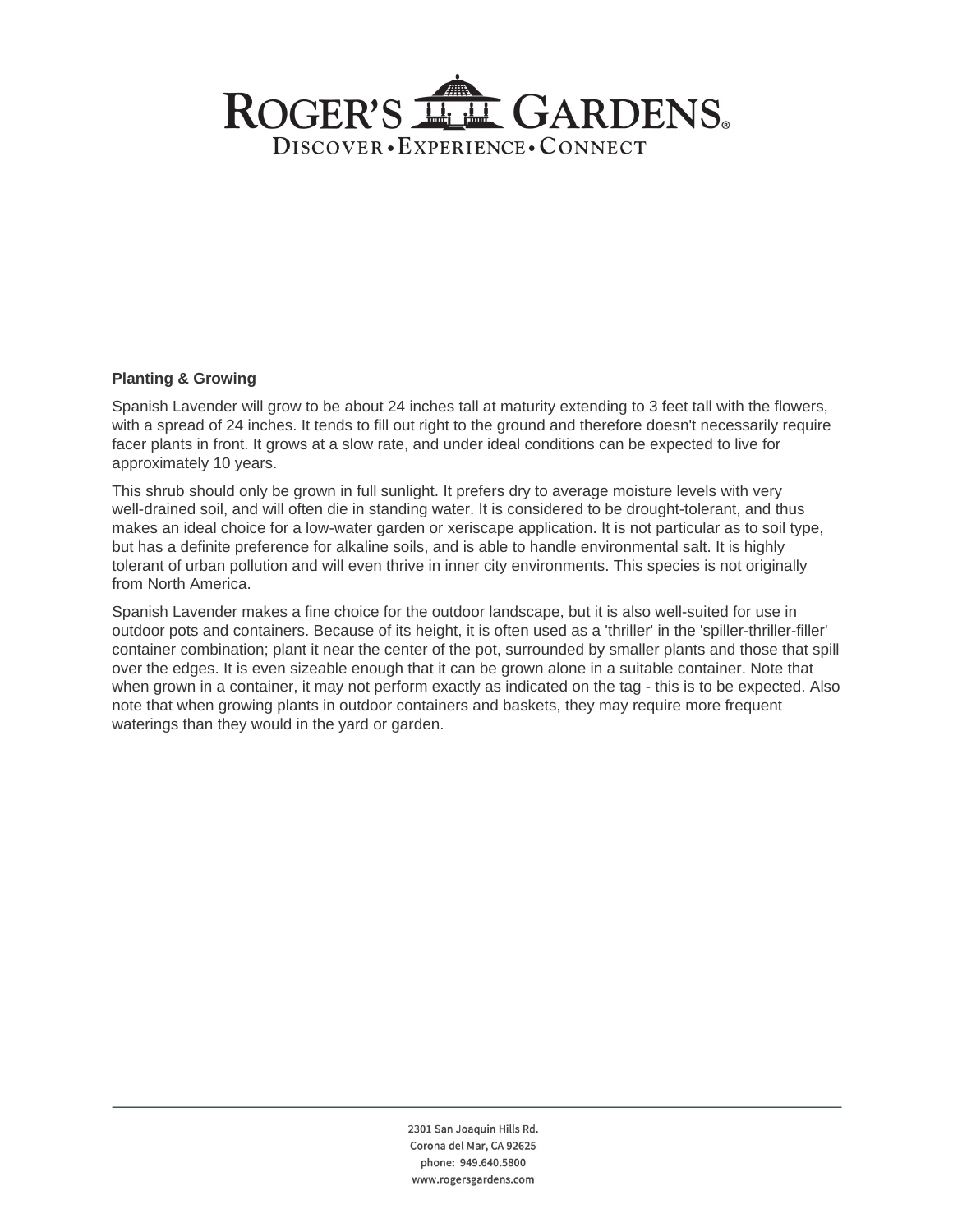**Planting & Growing**

Spanish Lavender will grow to be about 24 inches tall at maturity extending to 3 feet tall with the flowers, with a spread of 24 inches. It tends to fill out right to the ground and therefore doesn't necessarily require facer plants in front. It grows at a slow rate, and under ideal conditions can be expected to live for approximately 10 years.

This shrub should only be grown in full sunlight. It prefers dry to average moisture levels with very well-drained soil, and will often die in standing water. It is considered to be drought-tolerant, and thus makes an ideal choice for a low-water garden or xeriscape application. It is not particular as to soil type, but has a definite preference for alkaline soils, and is able to handle environmental salt. It is highly tolerant of urban pollution and will even thrive in inner city environments. This species is not originally from North America.

Spanish Lavender makes a fine choice for the outdoor landscape, but it is also well-suited for use in outdoor pots and containers. Because of its height, it is often used as a 'thriller' in the 'spiller-thriller-filler' container combination; plant it near the center of the pot, surrounded by smaller plants and those that spill over the edges. It is even sizeable enough that it can be grown alone in a suitable container. Note that when grown in a container, it may not perform exactly as indicated on the tag - this is to be expected. Also note that when growing plants in outdoor containers and baskets, they may require more frequent waterings than they would in the yard or garden.